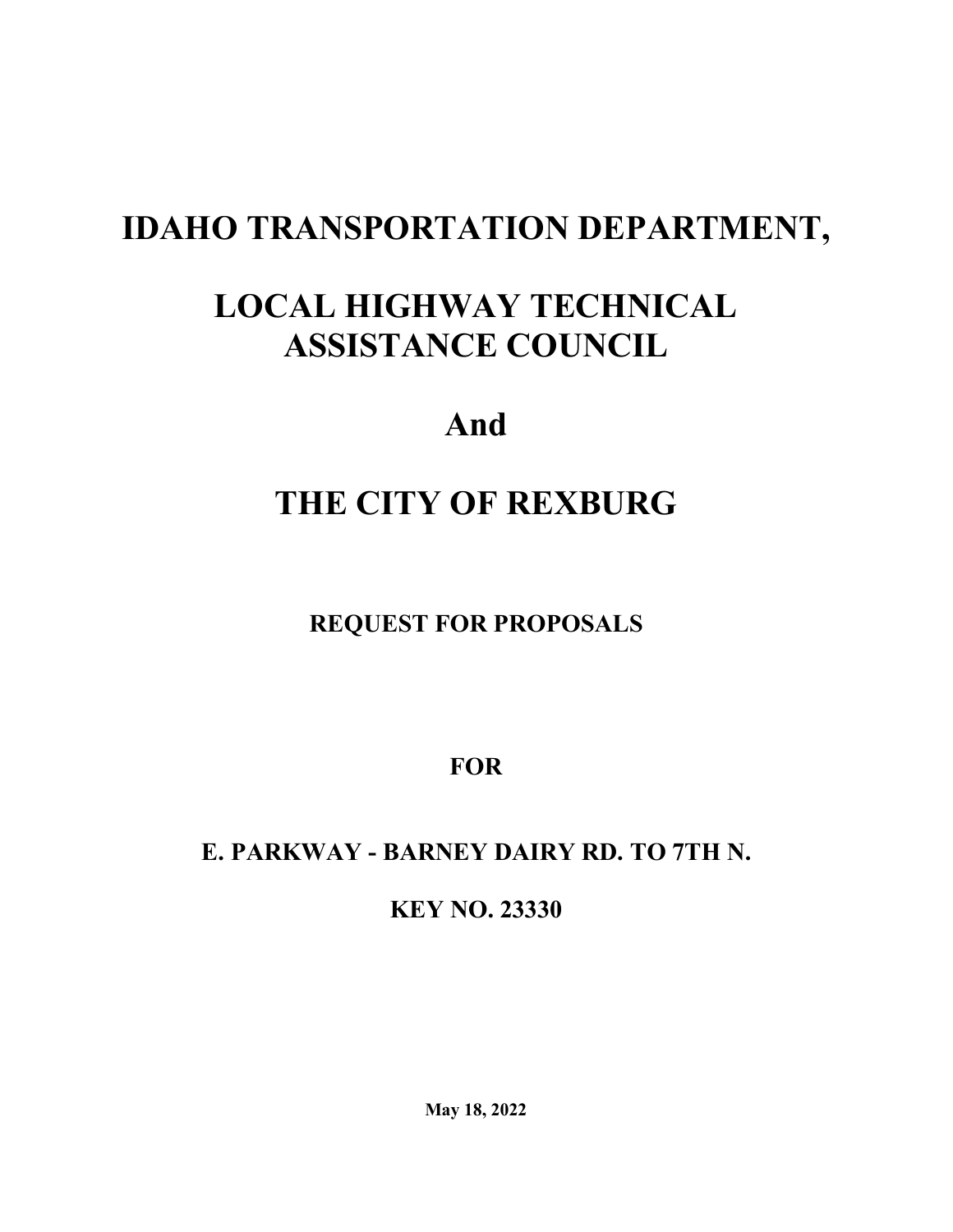# IDAHO TRANSPORTATION DEPARTMENT,

# LOCAL HIGHWAY TECHNICAL ASSISTANCE COUNCIL

# And

# THE CITY OF REXBURG

## REQUEST FOR PROPOSALS

## FOR

## E. PARKWAY - BARNEY DAIRY RD. TO 7TH N.

## KEY NO. 23330

**May 18, 2022**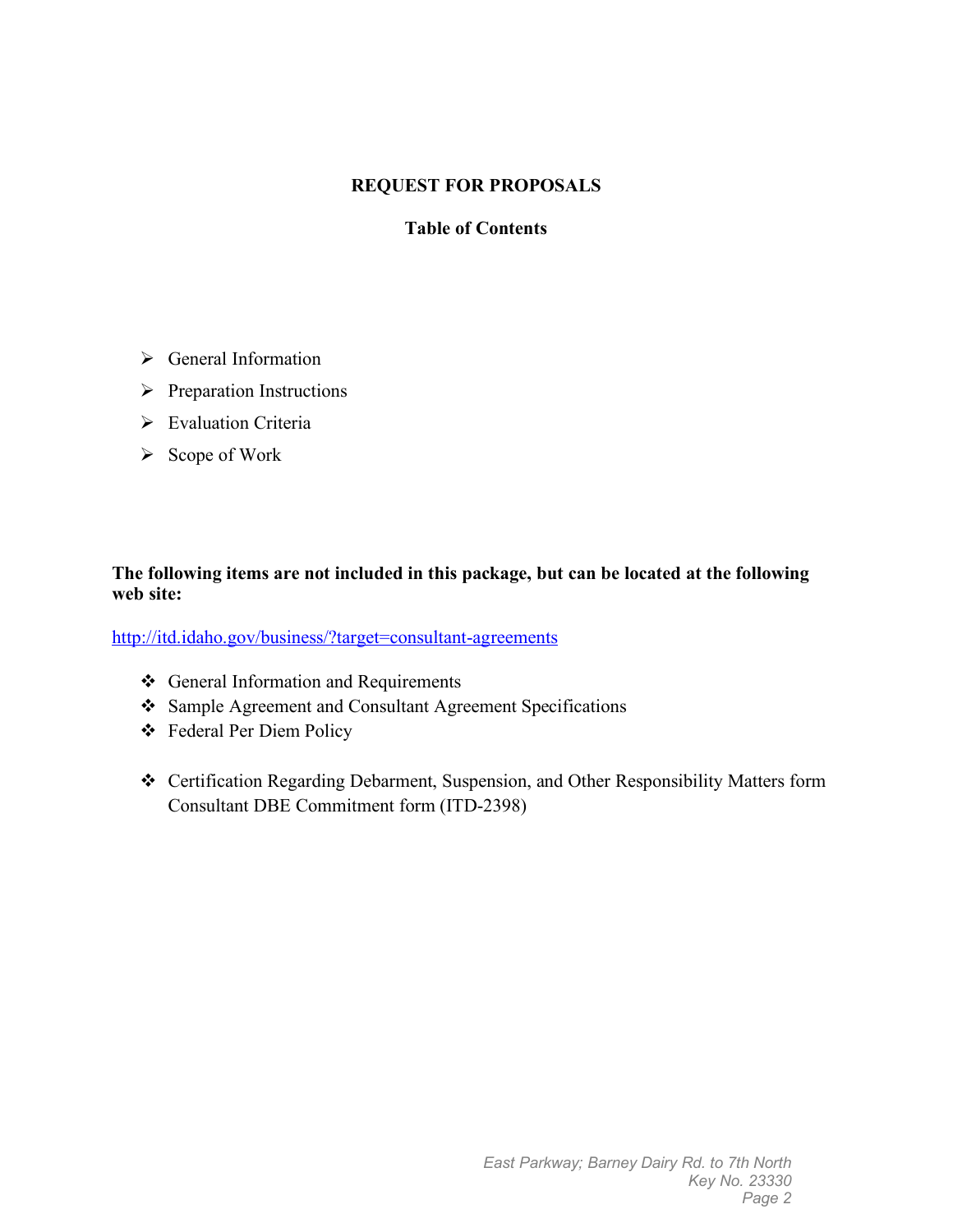# REQUEST FOR PROPOSALS

## Table of Contents

- General Information
- Preparation Instructions
- Evaluation Criteria
- Scope of Work

**The following items are not included in this package, but can be located at the following web site:**

http://itd.idaho.gov/business/?target=consultant-agreements

- General Information and Requirements
- Sample Agreement and Consultant Agreement Specifications
- Federal Per Diem Policy
- Certification Regarding Debarment, Suspension, and Other Responsibility Matters form Consultant DBE Commitment form (ITD-2398)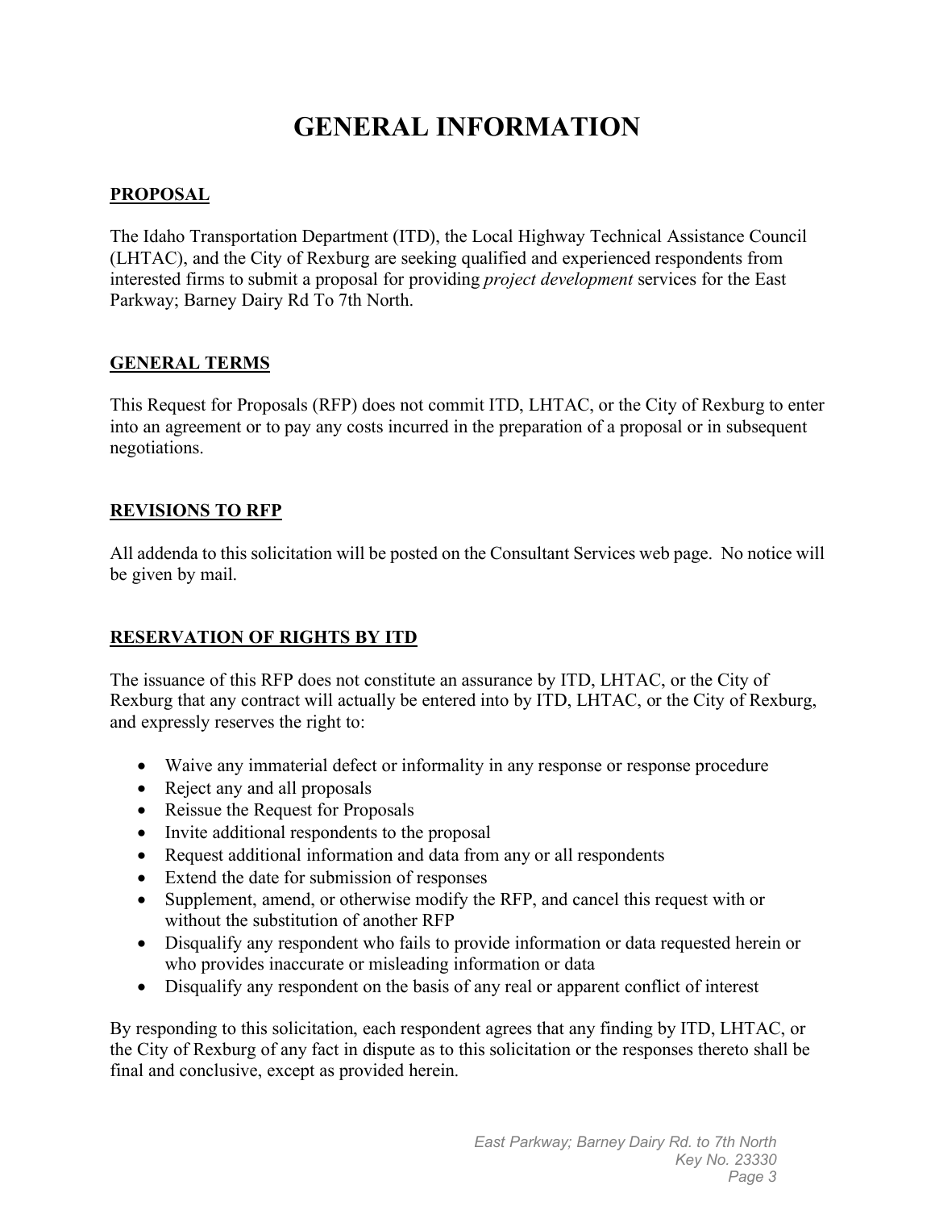# GENERAL INFORMATION

## PROPOSAL

The Idaho Transportation Department (ITD), the Local Highway Technical Assistance Council (LHTAC), and the City of Rexburg are seeking qualified and experienced respondents from interested firms to submit a proposal for providing *project development* services for the East Parkway; Barney Dairy Rd To 7th North.

## GENERAL TERMS

This Request for Proposals (RFP) does not commit ITD, LHTAC, or the City of Rexburg to enter into an agreement or to pay any costs incurred in the preparation of a proposal or in subsequent negotiations.

## REVISIONS TO RFP

All addenda to this solicitation will be posted on the Consultant Services web page. No notice will be given by mail.

## RESERVATION OF RIGHTS BY ITD

The issuance of this RFP does not constitute an assurance by ITD, LHTAC, or the City of Rexburg that any contract will actually be entered into by ITD, LHTAC, or the City of Rexburg, and expressly reserves the right to:

- Waive any immaterial defect or informality in any response or response procedure
- Reject any and all proposals
- Reissue the Request for Proposals
- Invite additional respondents to the proposal
- Request additional information and data from any or all respondents
- Extend the date for submission of responses
- Supplement, amend, or otherwise modify the RFP, and cancel this request with or without the substitution of another RFP
- Disqualify any respondent who fails to provide information or data requested herein or who provides inaccurate or misleading information or data
- Disqualify any respondent on the basis of any real or apparent conflict of interest

By responding to this solicitation, each respondent agrees that any finding by ITD, LHTAC, or the City of Rexburg of any fact in dispute as to this solicitation or the responses thereto shall be final and conclusive, except as provided herein.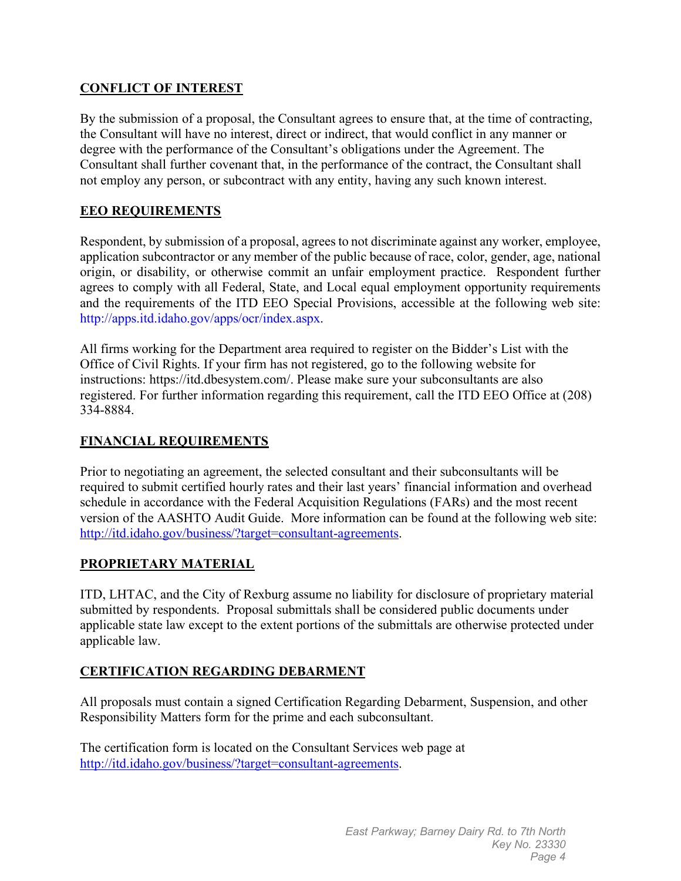## CONFLICT OF INTEREST

By the submission of a proposal, the Consultant agrees to ensure that, at the time of contracting, the Consultant will have no interest, direct or indirect, that would conflict in any manner or degree with the performance of the Consultant's obligations under the Agreement. The Consultant shall further covenant that, in the performance of the contract, the Consultant shall not employ any person, or subcontract with any entity, having any such known interest.

## EEO REQUIREMENTS

Respondent, by submission of a proposal, agrees to not discriminate against any worker, employee, application subcontractor or any member of the public because of race, color, gender, age, national origin, or disability, or otherwise commit an unfair employment practice. Respondent further agrees to comply with all Federal, State, and Local equal employment opportunity requirements and the requirements of the ITD EEO Special Provisions, accessible at the following web site: http://apps.itd.idaho.gov/apps/ocr/index.aspx.

All firms working for the Department area required to register on the Bidder's List with the Office of Civil Rights. If your firm has not registered, go to the following website for instructions: https://itd.dbesystem.com/. Please make sure your subconsultants are also registered. For further information regarding this requirement, call the ITD EEO Office at (208) 334-8884.

## FINANCIAL REQUIREMENTS

Prior to negotiating an agreement, the selected consultant and their subconsultants will be required to submit certified hourly rates and their last years' financial information and overhead schedule in accordance with the Federal Acquisition Regulations (FARs) and the most recent version of the AASHTO Audit Guide. More information can be found at the following web site: http://itd.idaho.gov/business/?target=consultant-agreements.

## PROPRIETARY MATERIAL

ITD, LHTAC, and the City of Rexburg assume no liability for disclosure of proprietary material submitted by respondents. Proposal submittals shall be considered public documents under applicable state law except to the extent portions of the submittals are otherwise protected under applicable law.

## CERTIFICATION REGARDING DEBARMENT

All proposals must contain a signed Certification Regarding Debarment, Suspension, and other Responsibility Matters form for the prime and each subconsultant.

The certification form is located on the Consultant Services web page at http://itd.idaho.gov/business/?target=consultant-agreements.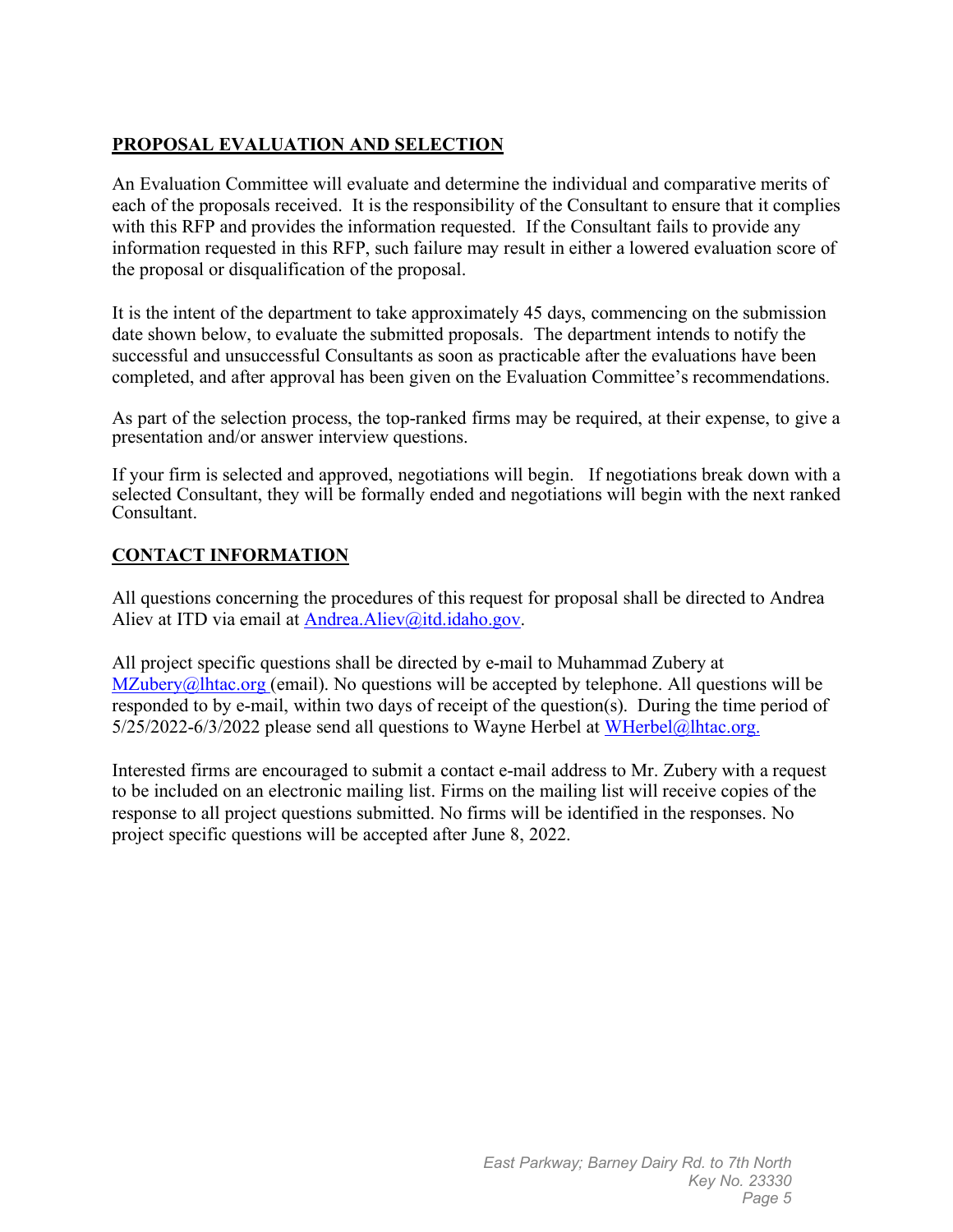## PROPOSAL EVALUATION AND SELECTION

An Evaluation Committee will evaluate and determine the individual and comparative merits of each of the proposals received. It is the responsibility of the Consultant to ensure that it complies with this RFP and provides the information requested. If the Consultant fails to provide any information requested in this RFP, such failure may result in either a lowered evaluation score of the proposal or disqualification of the proposal.

It is the intent of the department to take approximately 45 days, commencing on the submission date shown below, to evaluate the submitted proposals. The department intends to notify the successful and unsuccessful Consultants as soon as practicable after the evaluations have been completed, and after approval has been given on the Evaluation Committee's recommendations.

As part of the selection process, the top-ranked firms may be required, at their expense, to give a presentation and/or answer interview questions.

If your firm is selected and approved, negotiations will begin. If negotiations break down with a selected Consultant, they will be formally ended and negotiations will begin with the next ranked Consultant.

## CONTACT INFORMATION

All questions concerning the procedures of this request for proposal shall be directed to Andrea Aliev at ITD via email at Andrea.Aliev@itd.idaho.gov.

All project specific questions shall be directed by e-mail to Muhammad Zubery at MZubery@lhtac.org (email). No questions will be accepted by telephone. All questions will be responded to by e-mail, within two days of receipt of the question(s). During the time period of 5/25/2022-6/3/2022 please send all questions to Wayne Herbel at WHerbel@lhtac.org.

Interested firms are encouraged to submit a contact e-mail address to Mr. Zubery with a request to be included on an electronic mailing list. Firms on the mailing list will receive copies of the response to all project questions submitted. No firms will be identified in the responses. No project specific questions will be accepted after June 8, 2022.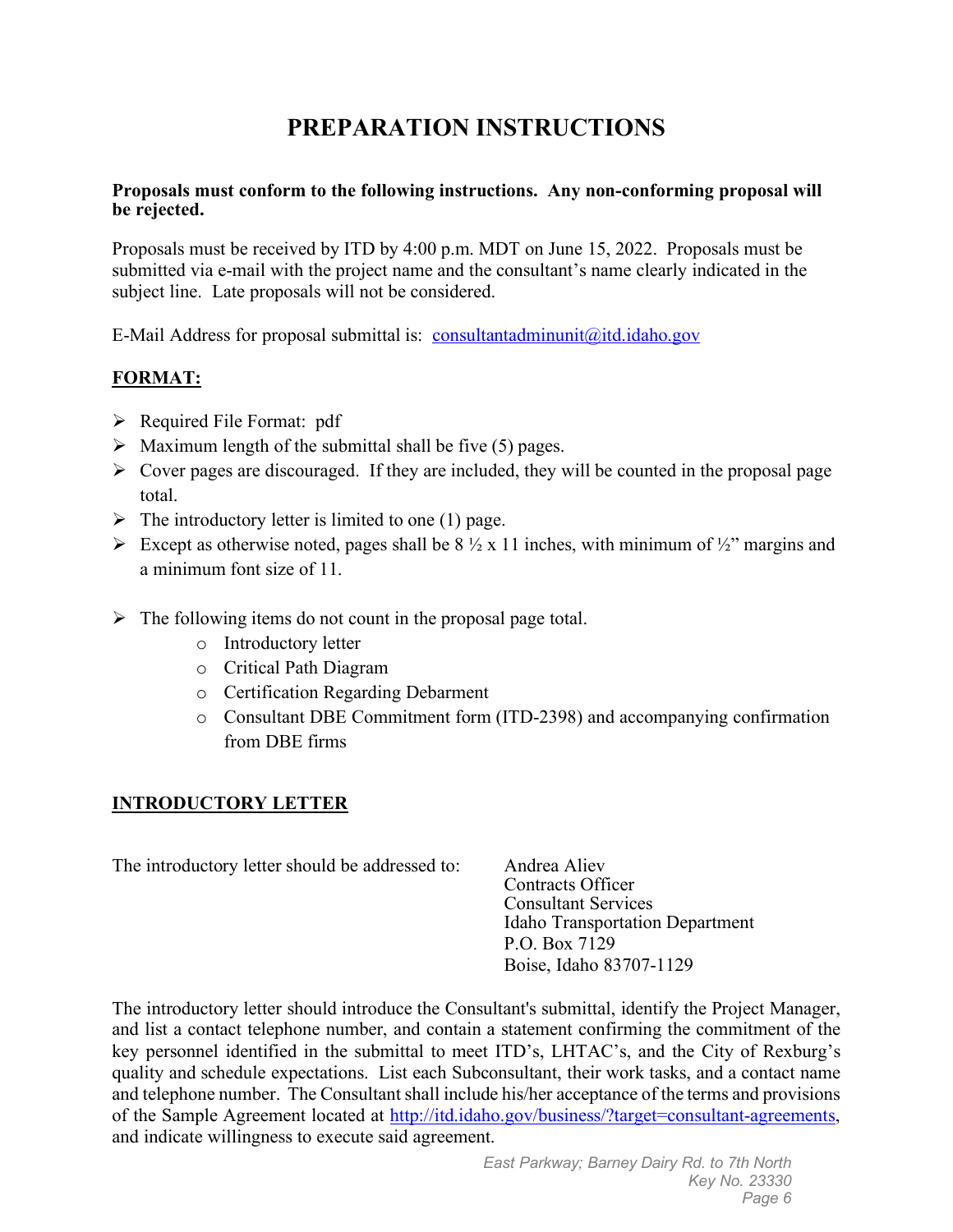# PREPARATION INSTRUCTIONS

**Proposals must conform to the following instructions. Any non-conforming proposal will be rejected.**

Proposals must be received by ITD by 4:00 p.m. MDT on June 15, 2022. Proposals must be submitted via e-mail with the project name and the consultant's name clearly indicated in the subject line. Late proposals will not be considered.

E-Mail Address for proposal submittal is: consultantadminunit@itd.idaho.gov

## FORMAT:

- Required File Format: pdf
- Maximum length of the submittal shall be five (5) pages.
- Cover pages are discouraged. If they are included, they will be counted in the proposal page total.
- The introductory letter is limited to one (1) page.
- Except as otherwise noted, pages shall be 8 ½ x 11 inches, with minimum of ½" margins and a minimum font size of 11.
- The following items do not count in the proposal page total.
  - Introductory letter
  - Critical Path Diagram
  - Certification Regarding Debarment
  - Consultant DBE Commitment form (ITD-2398) and accompanying confirmation from DBE firms

## INTRODUCTORY LETTER

The introductory letter should be addressed to:

Andrea Aliev
Contracts Officer
Consultant Services
Idaho Transportation Department
P.O. Box 7129
Boise, Idaho 83707-1129

The introductory letter should introduce the Consultant's submittal, identify the Project Manager, and list a contact telephone number, and contain a statement confirming the commitment of the key personnel identified in the submittal to meet ITD's, LHTAC's, and the City of Rexburg's quality and schedule expectations. List each Subconsultant, their work tasks, and a contact name and telephone number. The Consultant shall include his/her acceptance of the terms and provisions of the Sample Agreement located at http://itd.idaho.gov/business/?target=consultant-agreements, and indicate willingness to execute said agreement.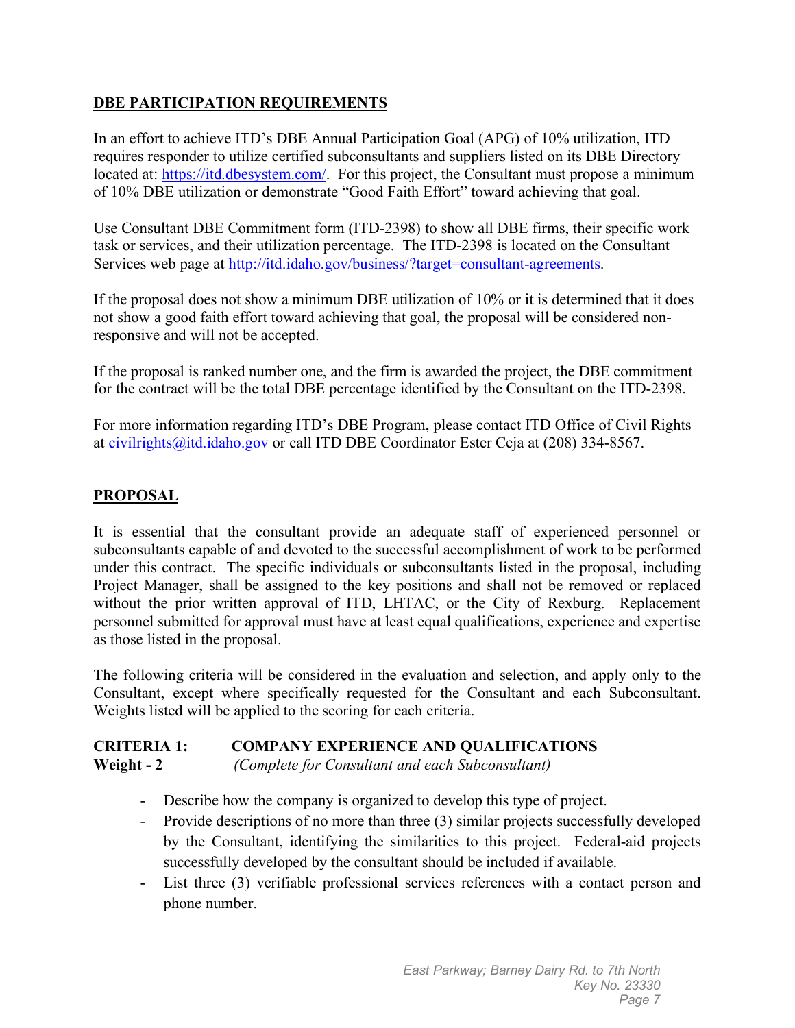## DBE PARTICIPATION REQUIREMENTS

In an effort to achieve ITD's DBE Annual Participation Goal (APG) of 10% utilization, ITD requires responder to utilize certified subconsultants and suppliers listed on its DBE Directory located at: https://itd.dbesystem.com/. For this project, the Consultant must propose a minimum of 10% DBE utilization or demonstrate "Good Faith Effort" toward achieving that goal.

Use Consultant DBE Commitment form (ITD-2398) to show all DBE firms, their specific work task or services, and their utilization percentage. The ITD-2398 is located on the Consultant Services web page at http://itd.idaho.gov/business/?target=consultant-agreements.

If the proposal does not show a minimum DBE utilization of 10% or it is determined that it does not show a good faith effort toward achieving that goal, the proposal will be considered non-responsive and will not be accepted.

If the proposal is ranked number one, and the firm is awarded the project, the DBE commitment for the contract will be the total DBE percentage identified by the Consultant on the ITD-2398.

For more information regarding ITD's DBE Program, please contact ITD Office of Civil Rights at civilrights@itd.idaho.gov or call ITD DBE Coordinator Ester Ceja at (208) 334-8567.

## PROPOSAL

It is essential that the consultant provide an adequate staff of experienced personnel or subconsultants capable of and devoted to the successful accomplishment of work to be performed under this contract. The specific individuals or subconsultants listed in the proposal, including Project Manager, shall be assigned to the key positions and shall not be removed or replaced without the prior written approval of ITD, LHTAC, or the City of Rexburg. Replacement personnel submitted for approval must have at least equal qualifications, experience and expertise as those listed in the proposal.

The following criteria will be considered in the evaluation and selection, and apply only to the Consultant, except where specifically requested for the Consultant and each Subconsultant. Weights listed will be applied to the scoring for each criteria.

**CRITERIA 1: COMPANY EXPERIENCE AND QUALIFICATIONS**
**Weight - 2** *(Complete for Consultant and each Subconsultant)*

- Describe how the company is organized to develop this type of project.
- Provide descriptions of no more than three (3) similar projects successfully developed by the Consultant, identifying the similarities to this project. Federal-aid projects successfully developed by the consultant should be included if available.
- List three (3) verifiable professional services references with a contact person and phone number.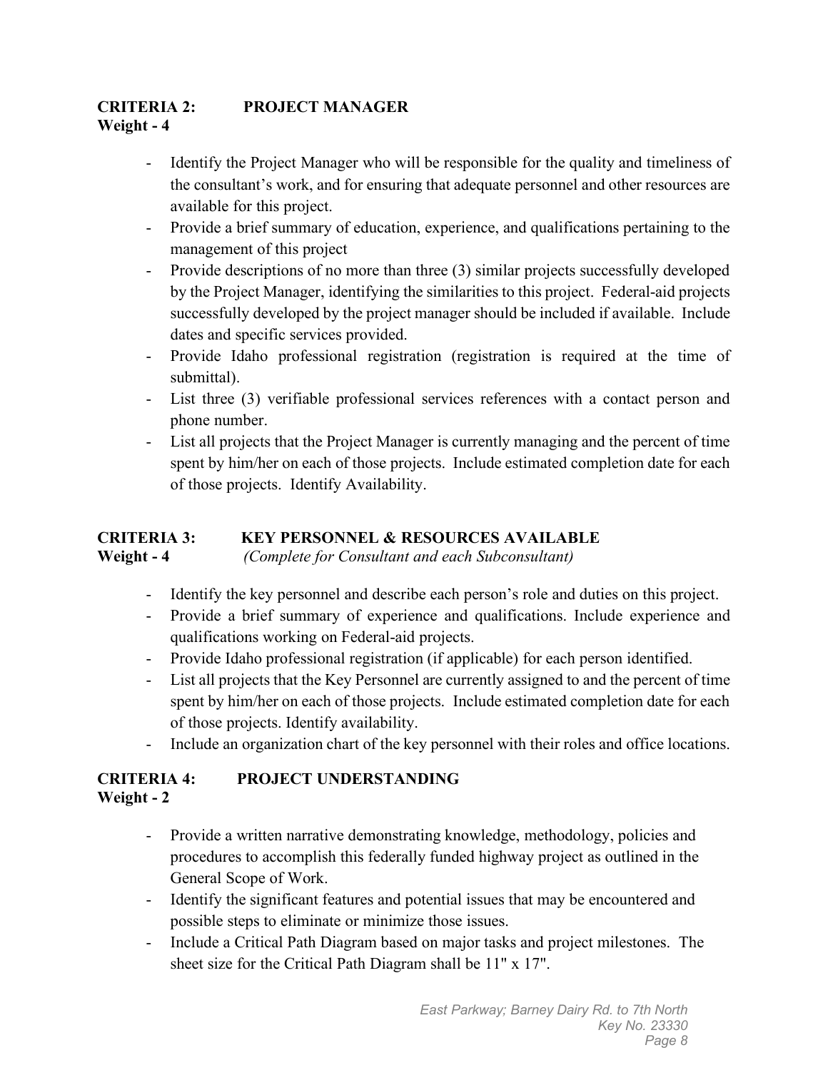**CRITERIA 2: PROJECT MANAGER**
**Weight - 4**

- Identify the Project Manager who will be responsible for the quality and timeliness of the consultant's work, and for ensuring that adequate personnel and other resources are available for this project.
- Provide a brief summary of education, experience, and qualifications pertaining to the management of this project
- Provide descriptions of no more than three (3) similar projects successfully developed by the Project Manager, identifying the similarities to this project. Federal-aid projects successfully developed by the project manager should be included if available. Include dates and specific services provided.
- Provide Idaho professional registration (registration is required at the time of submittal).
- List three (3) verifiable professional services references with a contact person and phone number.
- List all projects that the Project Manager is currently managing and the percent of time spent by him/her on each of those projects. Include estimated completion date for each of those projects. Identify Availability.

**CRITERIA 3: KEY PERSONNEL & RESOURCES AVAILABLE**
**Weight - 4** *(Complete for Consultant and each Subconsultant)*

- Identify the key personnel and describe each person's role and duties on this project.
- Provide a brief summary of experience and qualifications. Include experience and qualifications working on Federal-aid projects.
- Provide Idaho professional registration (if applicable) for each person identified.
- List all projects that the Key Personnel are currently assigned to and the percent of time spent by him/her on each of those projects. Include estimated completion date for each of those projects. Identify availability.
- Include an organization chart of the key personnel with their roles and office locations.

**CRITERIA 4: PROJECT UNDERSTANDING**
**Weight - 2**

- Provide a written narrative demonstrating knowledge, methodology, policies and procedures to accomplish this federally funded highway project as outlined in the General Scope of Work.
- Identify the significant features and potential issues that may be encountered and possible steps to eliminate or minimize those issues.
- Include a Critical Path Diagram based on major tasks and project milestones. The sheet size for the Critical Path Diagram shall be 11" x 17".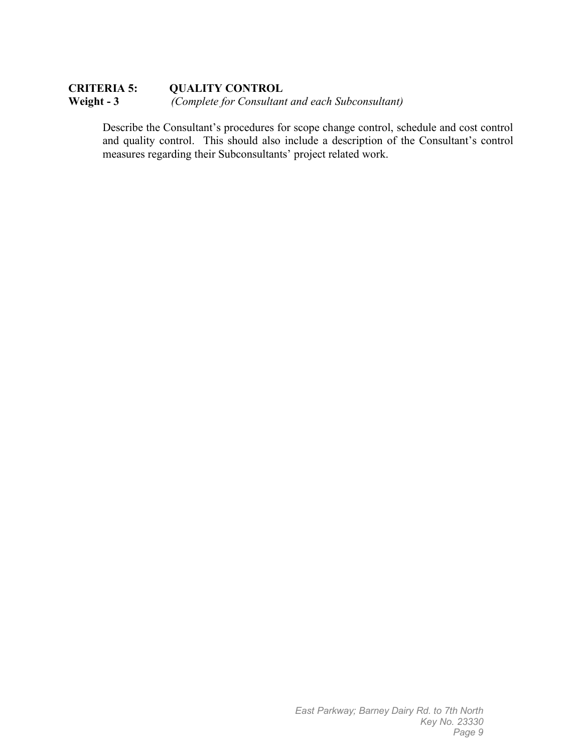**CRITERIA 5: QUALITY CONTROL**
**Weight - 3** *(Complete for Consultant and each Subconsultant)*

Describe the Consultant's procedures for scope change control, schedule and cost control and quality control. This should also include a description of the Consultant's control measures regarding their Subconsultants' project related work.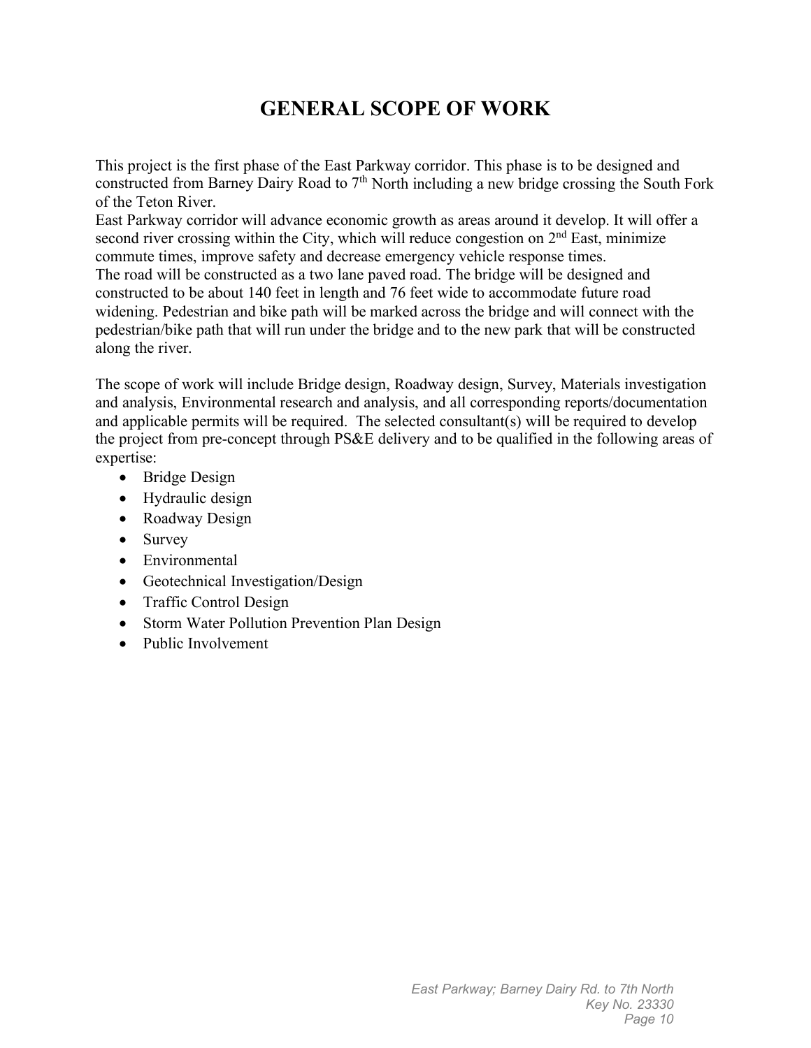# GENERAL SCOPE OF WORK

This project is the first phase of the East Parkway corridor. This phase is to be designed and constructed from Barney Dairy Road to 7th North including a new bridge crossing the South Fork of the Teton River.

East Parkway corridor will advance economic growth as areas around it develop. It will offer a second river crossing within the City, which will reduce congestion on 2nd East, minimize commute times, improve safety and decrease emergency vehicle response times.

The road will be constructed as a two lane paved road. The bridge will be designed and constructed to be about 140 feet in length and 76 feet wide to accommodate future road widening. Pedestrian and bike path will be marked across the bridge and will connect with the pedestrian/bike path that will run under the bridge and to the new park that will be constructed along the river.

The scope of work will include Bridge design, Roadway design, Survey, Materials investigation and analysis, Environmental research and analysis, and all corresponding reports/documentation and applicable permits will be required. The selected consultant(s) will be required to develop the project from pre-concept through PS&E delivery and to be qualified in the following areas of expertise:

- Bridge Design
- Hydraulic design
- Roadway Design
- Survey
- Environmental
- Geotechnical Investigation/Design
- Traffic Control Design
- Storm Water Pollution Prevention Plan Design
- Public Involvement